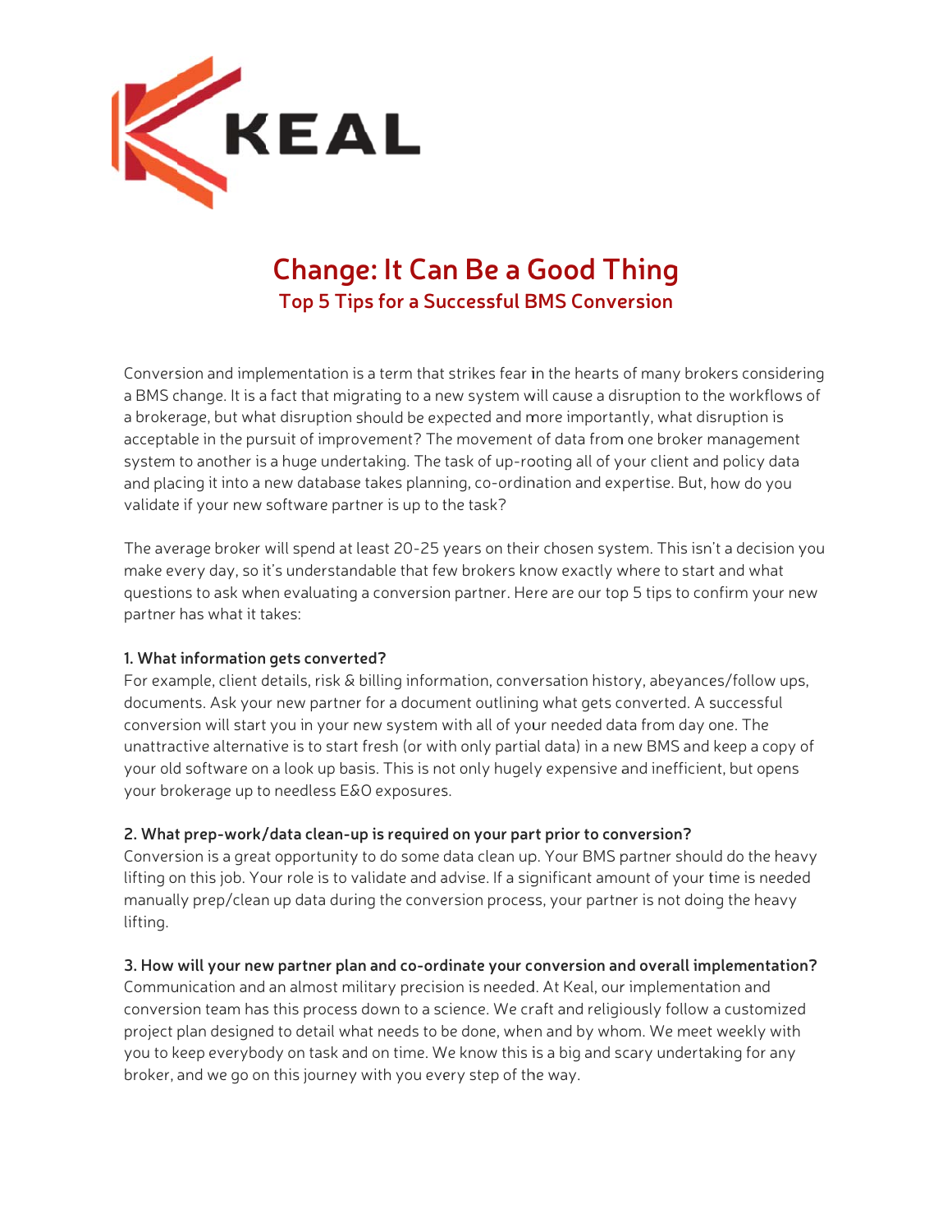# Change: It Can Be a Good Thing

## Top 5 Tips for a Successful BMS Conversion

Conversion and implementation is a term that strikes fear in the hearts of many brokers considering a BMS change. It is a fact that migrating to a new system will cause a disruption to the workflows of a brokerage, but what disruption should be expected and more importantly, what disruption is acceptable in the pursuit of improvement? The movement of data from one broker management system to another is a huge undertaking. The task of up-rooting all of your client and policy data and placing it into a new database takes planning, co-ordination and expertise. But, how do you validate if your new software partner is up to the task?

The average broker will spend at least 20-25 years on their chosen system. This isn't a decision you make every day, so it's understandable that few brokers know exactly where to start and what questions to ask when evaluating a conversion partner. Here are our top 5 tips to confirm your new partner has what it takes:

**1. What information gets converted?**

For example, client details, risk & billing information, conversation history, abeyances/follow ups, documents. Ask your new partner for a document outlining what gets converted. A successful conversion will start you in your new system with all of your needed data from day one. The unattractive alternative is to start fresh (or with only partial data) in a new BMS and keep a copy of your old software on a look up basis. This is not only hugely expensive and inefficient, but opens your brokerage up to needless E&O exposures.

**2. What prep-work/data clean-up is required on your part prior to conversion?**

Conversion is a great opportunity to do some data clean up. Your BMS partner should do the heavy lifting on this job. Your role is to validate and advise. If a significant amount of your time is needed manually prep/clean up data during the conversion process, your partner is not doing the heavy lifting.

**3. How will your new partner plan and co-ordinate your conversion and overall implementation?**

Communication and an almost military precision is needed. At Keal, our implementation and conversion team has this process down to a science. We craft and religiously follow a customized project plan designed to detail what needs to be done, when and by whom. We meet weekly with you to keep everybody on task and on time. We know this is a big and scary undertaking for any broker, and we go on this journey with you every step of the way.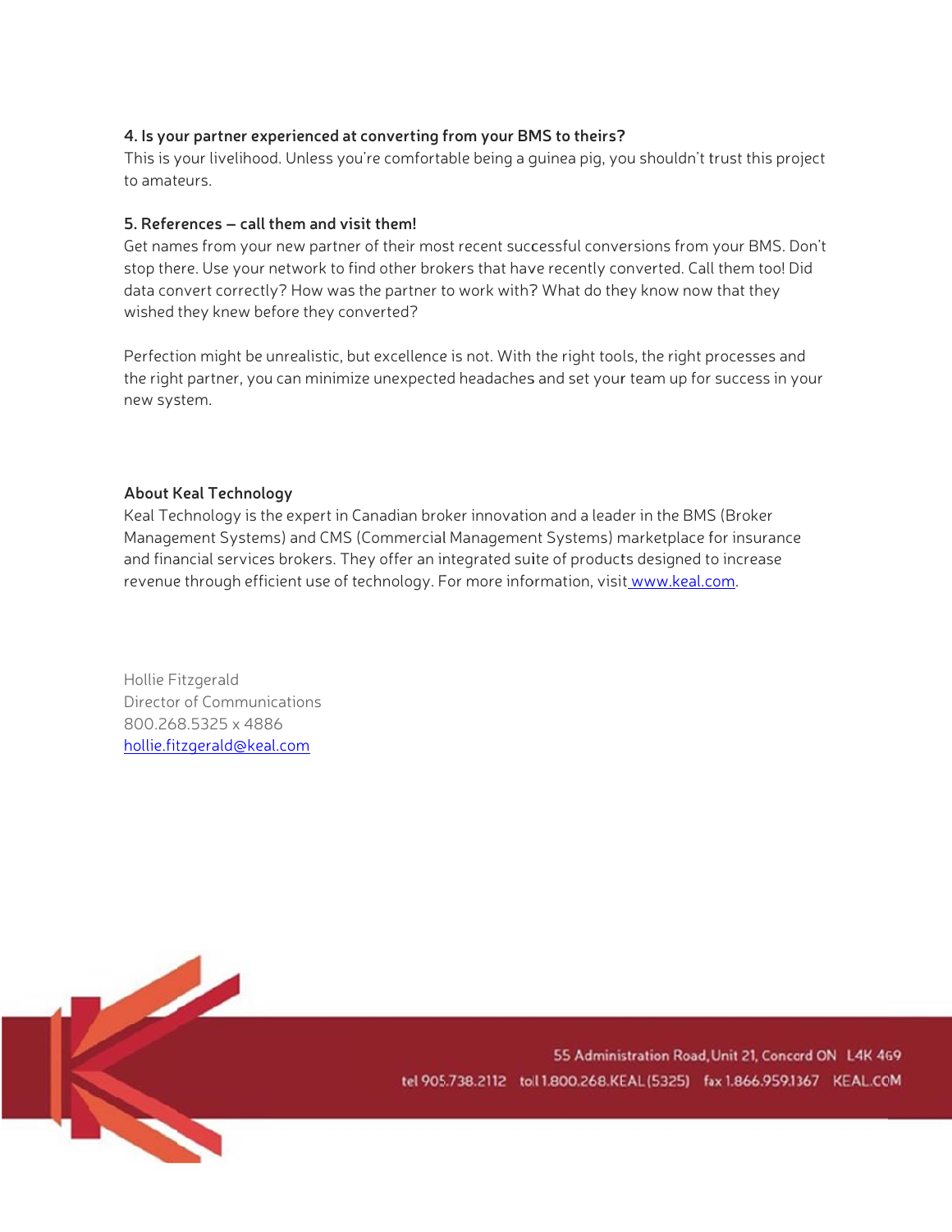**4. Is your partner experienced at converting from your BMS to theirs?**

This is your livelihood. Unless you're comfortable being a guinea pig, you shouldn't trust this project to amateurs.

**5. References – call them and visit them!**

Get names from your new partner of their most recent successful conversions from your BMS. Don't stop there. Use your network to find other brokers that have recently converted. Call them too! Did data convert correctly? How was the partner to work with? What do they know now that they wished they knew before they converted?

Perfection might be unrealistic, but excellence is not. With the right tools, the right processes and the right partner, you can minimize unexpected headaches and set your team up for success in your new system.

**About Keal Technology**

Keal Technology is the expert in Canadian broker innovation and a leader in the BMS (Broker Management Systems) and CMS (Commercial Management Systems) marketplace for insurance and financial services brokers. They offer an integrated suite of products designed to increase revenue through efficient use of technology. For more information, visit www.keal.com.

Hollie Fitzgerald
Director of Communications
800.268.5325 x 4886
hollie.fitzgerald@keal.com

55 Administration Road, Unit 21, Concord ON L4K 4G9
tel 905.738.2112 toll 1.800.268.KEAL(5325) fax 1.866.959.1367 KEAL.COM